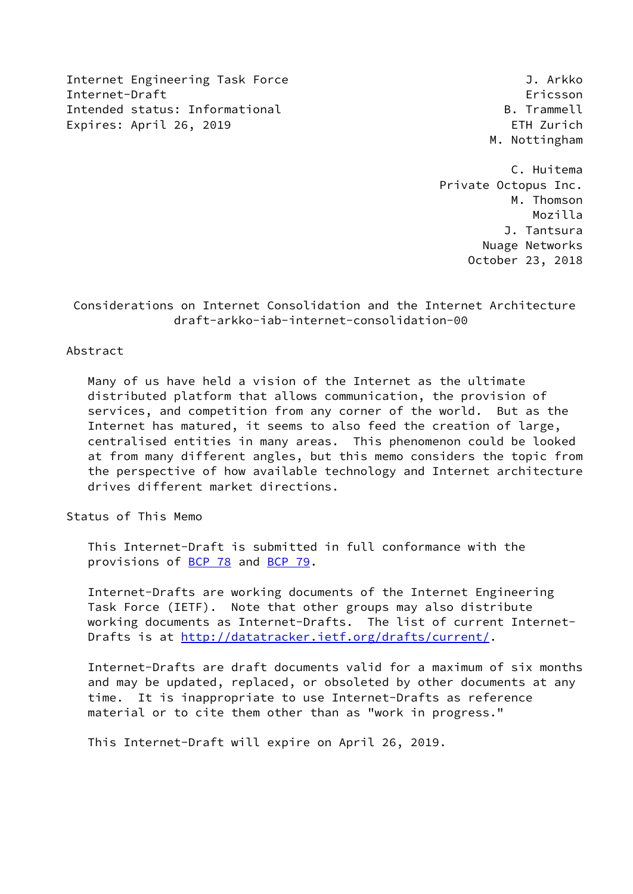Internet Engineering Task Force J. Arkko
Internet-Draft Ericsson
Intended status: Informational B. Trammell
Expires: April 26, 2019 ETH Zurich
M. Nottingham

C. Huitema
Private Octopus Inc.
M. Thomson
Mozilla
J. Tantsura
Nuage Networks
October 23, 2018

# Considerations on Internet Consolidation and the Internet Architecture
draft-arkko-iab-internet-consolidation-00

## Abstract

Many of us have held a vision of the Internet as the ultimate distributed platform that allows communication, the provision of services, and competition from any corner of the world. But as the Internet has matured, it seems to also feed the creation of large, centralised entities in many areas. This phenomenon could be looked at from many different angles, but this memo considers the topic from the perspective of how available technology and Internet architecture drives different market directions.

## Status of This Memo

This Internet-Draft is submitted in full conformance with the provisions of BCP 78 and BCP 79.

Internet-Drafts are working documents of the Internet Engineering Task Force (IETF). Note that other groups may also distribute working documents as Internet-Drafts. The list of current Internet-Drafts is at http://datatracker.ietf.org/drafts/current/.

Internet-Drafts are draft documents valid for a maximum of six months and may be updated, replaced, or obsoleted by other documents at any time. It is inappropriate to use Internet-Drafts as reference material or to cite them other than as "work in progress."

This Internet-Draft will expire on April 26, 2019.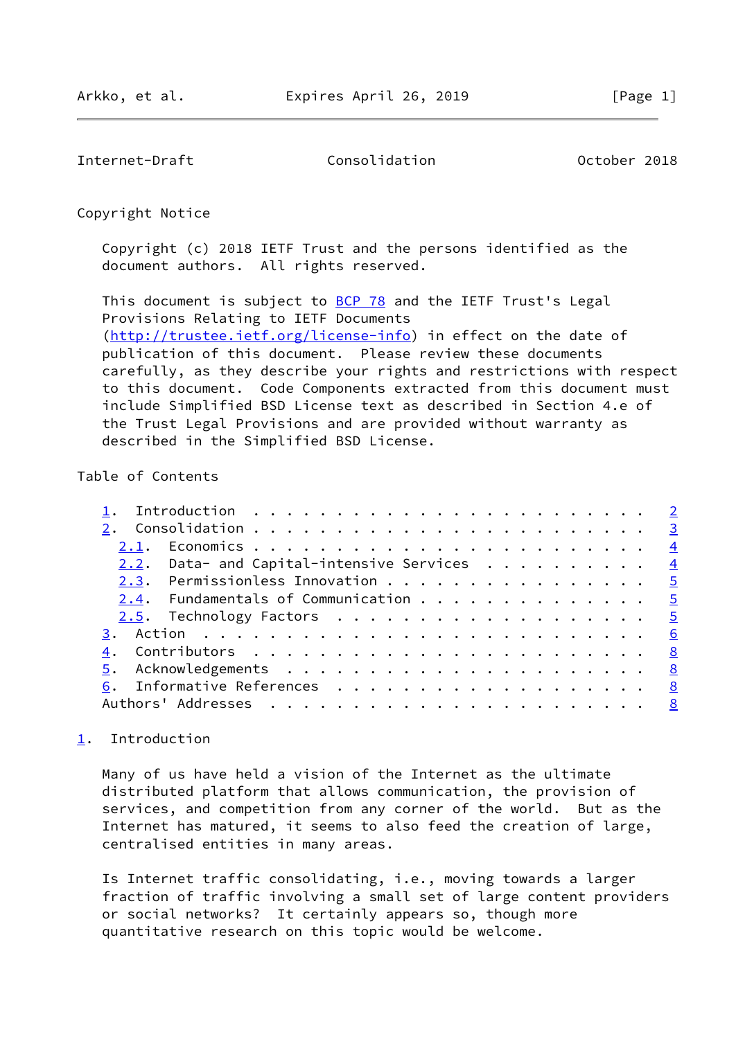Copyright Notice

Copyright (c) 2018 IETF Trust and the persons identified as the document authors. All rights reserved.

This document is subject to BCP 78 and the IETF Trust's Legal Provisions Relating to IETF Documents (http://trustee.ietf.org/license-info) in effect on the date of publication of this document. Please review these documents carefully, as they describe your rights and restrictions with respect to this document. Code Components extracted from this document must include Simplified BSD License text as described in Section 4.e of the Trust Legal Provisions and are provided without warranty as described in the Simplified BSD License.

Table of Contents

- 1. Introduction . . . . . . . . . . . . . . . . . . . . . . . . 2
- 2. Consolidation . . . . . . . . . . . . . . . . . . . . . . . 3
  - 2.1. Economics . . . . . . . . . . . . . . . . . . . . . . . 4
  - 2.2. Data- and Capital-intensive Services . . . . . . . . . . 4
  - 2.3. Permissionless Innovation . . . . . . . . . . . . . . . 5
  - 2.4. Fundamentals of Communication . . . . . . . . . . . . . 5
  - 2.5. Technology Factors . . . . . . . . . . . . . . . . . . . 5
- 3. Action . . . . . . . . . . . . . . . . . . . . . . . . . . 6
- 4. Contributors . . . . . . . . . . . . . . . . . . . . . . . . 8
- 5. Acknowledgements . . . . . . . . . . . . . . . . . . . . . . 8
- 6. Informative References . . . . . . . . . . . . . . . . . . . 8
- Authors' Addresses . . . . . . . . . . . . . . . . . . . . . . . 8

## 1. Introduction

Many of us have held a vision of the Internet as the ultimate distributed platform that allows communication, the provision of services, and competition from any corner of the world. But as the Internet has matured, it seems to also feed the creation of large, centralised entities in many areas.

Is Internet traffic consolidating, i.e., moving towards a larger fraction of traffic involving a small set of large content providers or social networks? It certainly appears so, though more quantitative research on this topic would be welcome.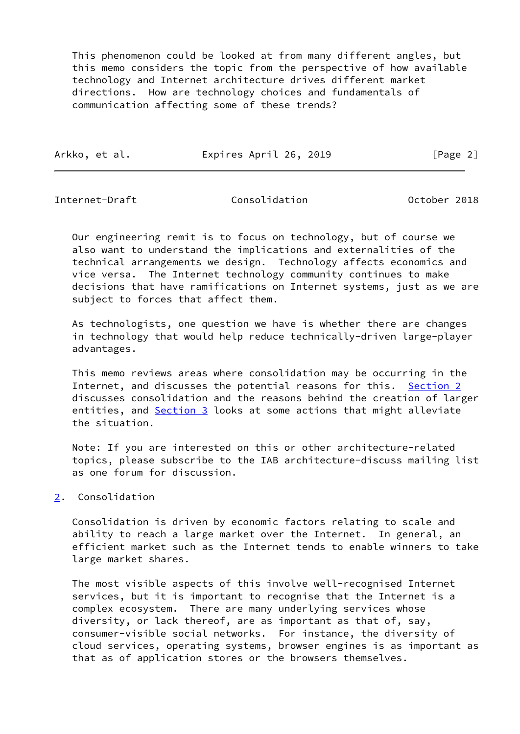This phenomenon could be looked at from many different angles, but this memo considers the topic from the perspective of how available technology and Internet architecture drives different market directions. How are technology choices and fundamentals of communication affecting some of these trends?

Our engineering remit is to focus on technology, but of course we also want to understand the implications and externalities of the technical arrangements we design. Technology affects economics and vice versa. The Internet technology community continues to make decisions that have ramifications on Internet systems, just as we are subject to forces that affect them.

As technologists, one question we have is whether there are changes in technology that would help reduce technically-driven large-player advantages.

This memo reviews areas where consolidation may be occurring in the Internet, and discusses the potential reasons for this. Section 2 discusses consolidation and the reasons behind the creation of larger entities, and Section 3 looks at some actions that might alleviate the situation.

Note: If you are interested on this or other architecture-related topics, please subscribe to the IAB architecture-discuss mailing list as one forum for discussion.

## 2. Consolidation

Consolidation is driven by economic factors relating to scale and ability to reach a large market over the Internet. In general, an efficient market such as the Internet tends to enable winners to take large market shares.

The most visible aspects of this involve well-recognised Internet services, but it is important to recognise that the Internet is a complex ecosystem. There are many underlying services whose diversity, or lack thereof, are as important as that of, say, consumer-visible social networks. For instance, the diversity of cloud services, operating systems, browser engines is as important as that as of application stores or the browsers themselves.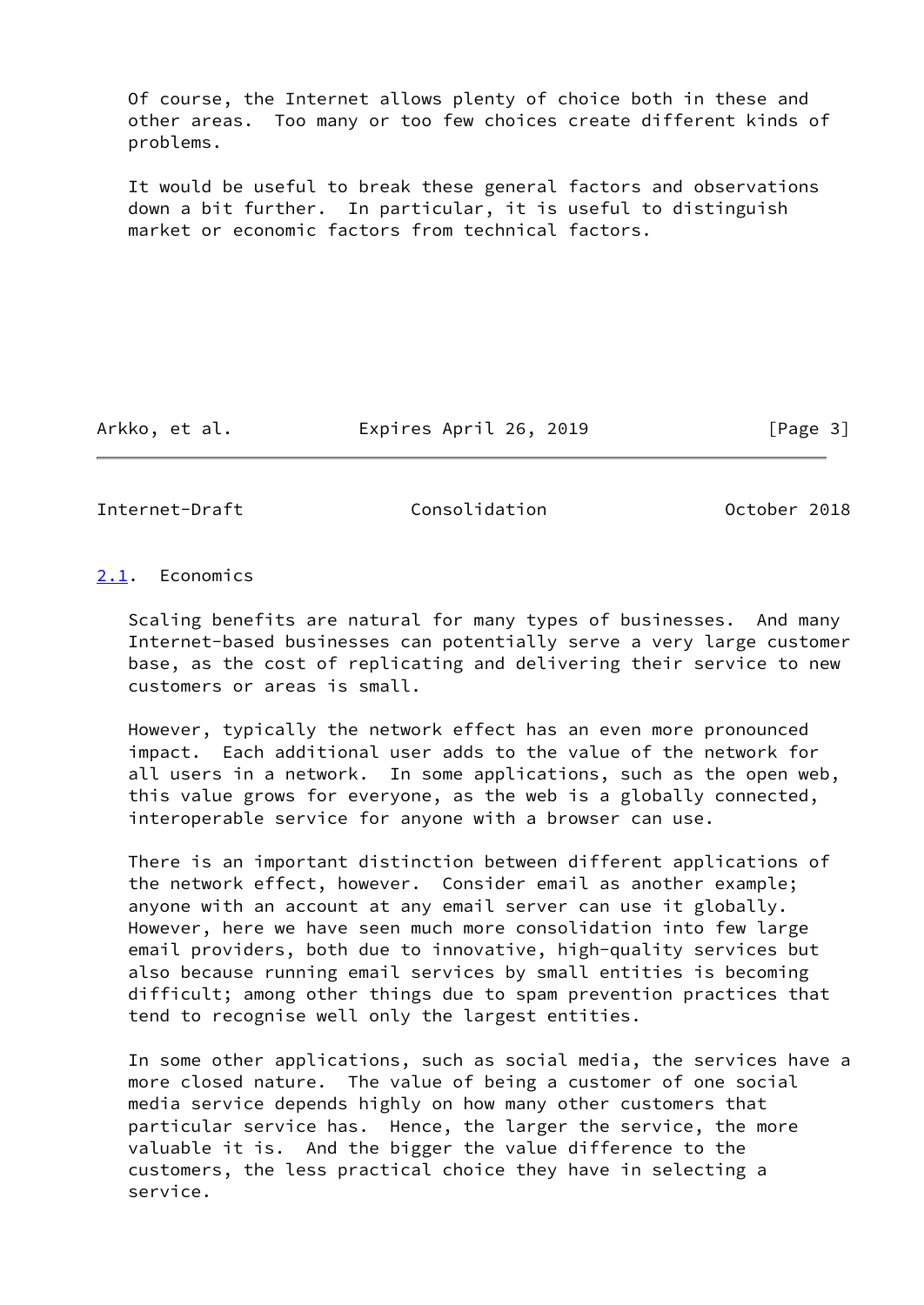Of course, the Internet allows plenty of choice both in these and other areas. Too many or too few choices create different kinds of problems.

It would be useful to break these general factors and observations down a bit further. In particular, it is useful to distinguish market or economic factors from technical factors.

## 2.1. Economics

Scaling benefits are natural for many types of businesses. And many Internet-based businesses can potentially serve a very large customer base, as the cost of replicating and delivering their service to new customers or areas is small.

However, typically the network effect has an even more pronounced impact. Each additional user adds to the value of the network for all users in a network. In some applications, such as the open web, this value grows for everyone, as the web is a globally connected, interoperable service for anyone with a browser can use.

There is an important distinction between different applications of the network effect, however. Consider email as another example; anyone with an account at any email server can use it globally. However, here we have seen much more consolidation into few large email providers, both due to innovative, high-quality services but also because running email services by small entities is becoming difficult; among other things due to spam prevention practices that tend to recognise well only the largest entities.

In some other applications, such as social media, the services have a more closed nature. The value of being a customer of one social media service depends highly on how many other customers that particular service has. Hence, the larger the service, the more valuable it is. And the bigger the value difference to the customers, the less practical choice they have in selecting a service.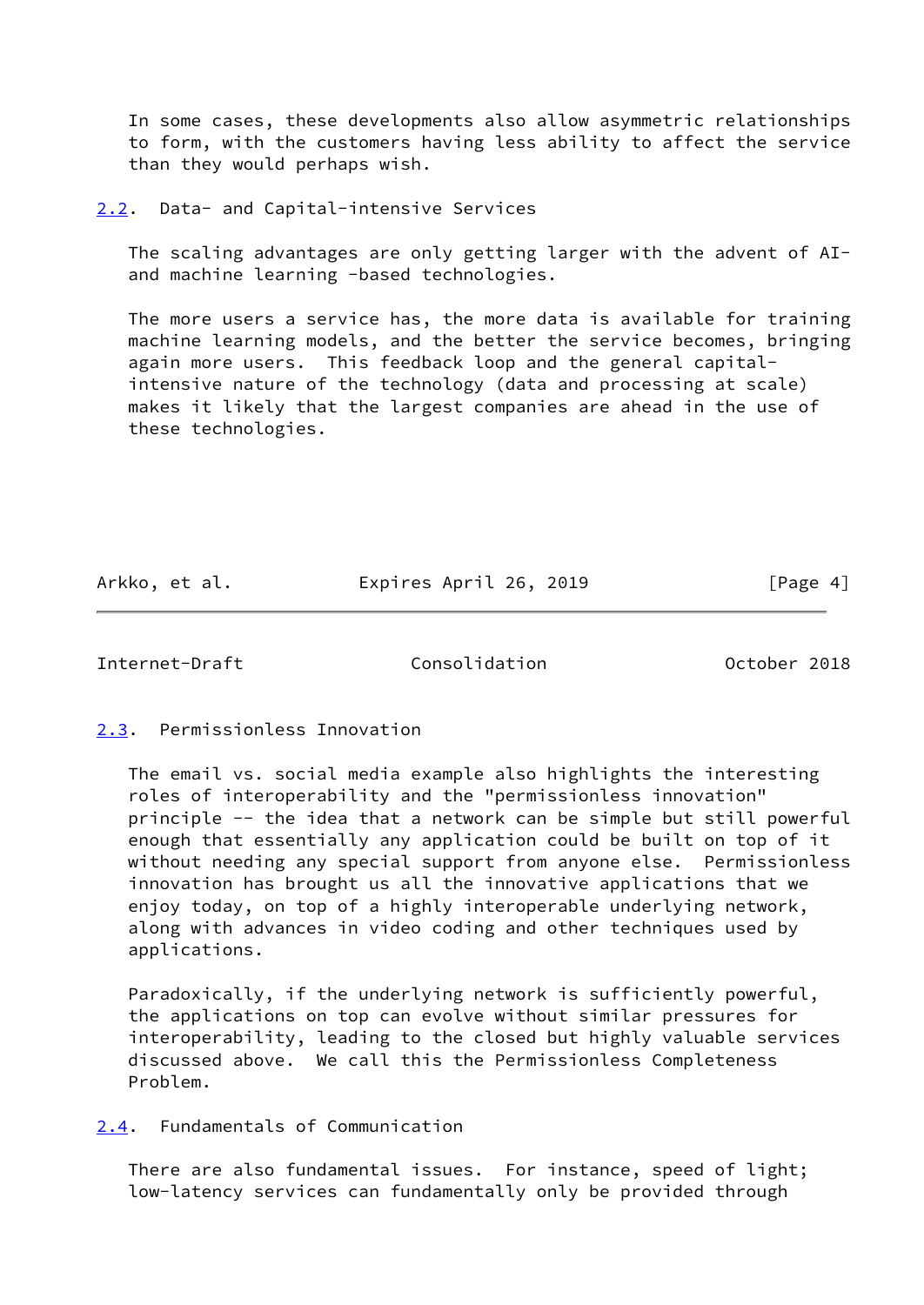In some cases, these developments also allow asymmetric relationships to form, with the customers having less ability to affect the service than they would perhaps wish.

## 2.2. Data- and Capital-intensive Services

The scaling advantages are only getting larger with the advent of AI- and machine learning -based technologies.

The more users a service has, the more data is available for training machine learning models, and the better the service becomes, bringing again more users. This feedback loop and the general capital-intensive nature of the technology (data and processing at scale) makes it likely that the largest companies are ahead in the use of these technologies.

## 2.3. Permissionless Innovation

The email vs. social media example also highlights the interesting roles of interoperability and the "permissionless innovation" principle -- the idea that a network can be simple but still powerful enough that essentially any application could be built on top of it without needing any special support from anyone else. Permissionless innovation has brought us all the innovative applications that we enjoy today, on top of a highly interoperable underlying network, along with advances in video coding and other techniques used by applications.

Paradoxically, if the underlying network is sufficiently powerful, the applications on top can evolve without similar pressures for interoperability, leading to the closed but highly valuable services discussed above. We call this the Permissionless Completeness Problem.

## 2.4. Fundamentals of Communication

There are also fundamental issues. For instance, speed of light; low-latency services can fundamentally only be provided through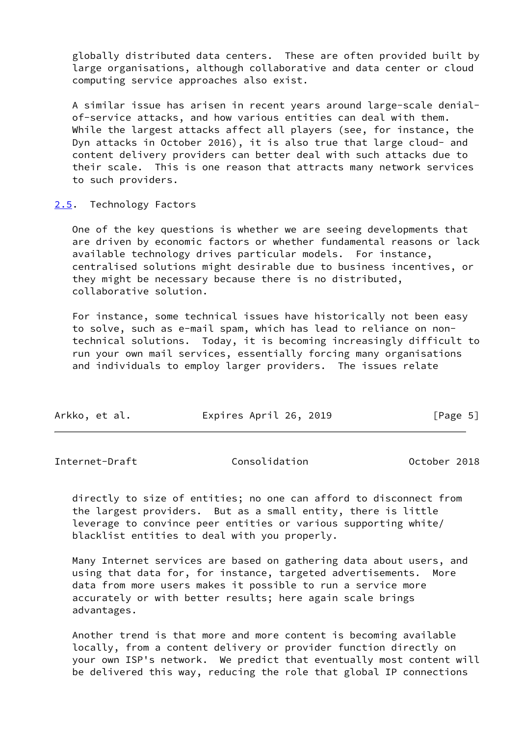globally distributed data centers. These are often provided built by large organisations, although collaborative and data center or cloud computing service approaches also exist.

A similar issue has arisen in recent years around large-scale denial-of-service attacks, and how various entities can deal with them. While the largest attacks affect all players (see, for instance, the Dyn attacks in October 2016), it is also true that large cloud- and content delivery providers can better deal with such attacks due to their scale. This is one reason that attracts many network services to such providers.

## 2.5. Technology Factors

One of the key questions is whether we are seeing developments that are driven by economic factors or whether fundamental reasons or lack available technology drives particular models. For instance, centralised solutions might desirable due to business incentives, or they might be necessary because there is no distributed, collaborative solution.

For instance, some technical issues have historically not been easy to solve, such as e-mail spam, which has lead to reliance on non-technical solutions. Today, it is becoming increasingly difficult to run your own mail services, essentially forcing many organisations and individuals to employ larger providers. The issues relate directly to size of entities; no one can afford to disconnect from the largest providers. But as a small entity, there is little leverage to convince peer entities or various supporting white/blacklist entities to deal with you properly.

Many Internet services are based on gathering data about users, and using that data for, for instance, targeted advertisements. More data from more users makes it possible to run a service more accurately or with better results; here again scale brings advantages.

Another trend is that more and more content is becoming available locally, from a content delivery or provider function directly on your own ISP's network. We predict that eventually most content will be delivered this way, reducing the role that global IP connections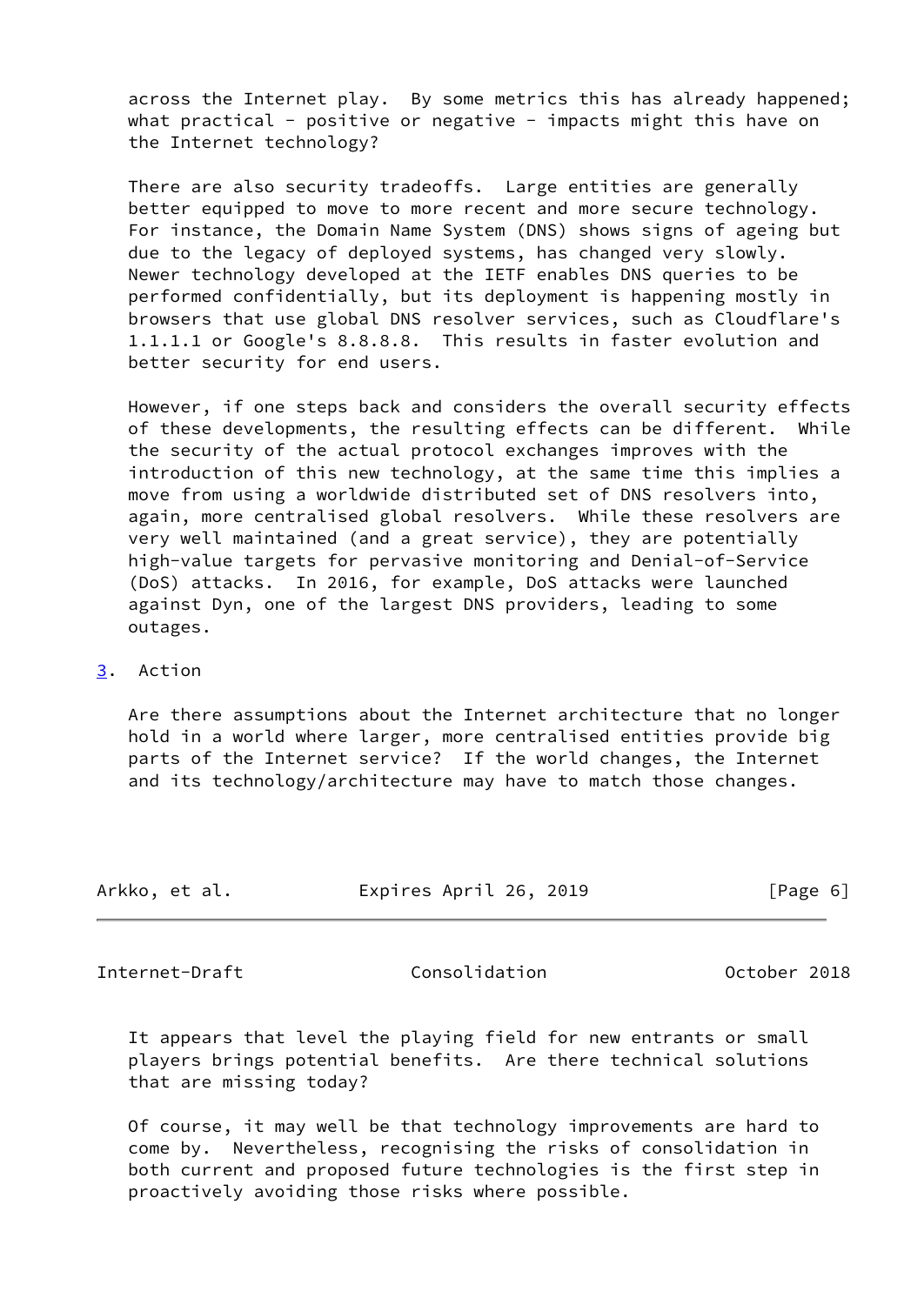across the Internet play. By some metrics this has already happened; what practical - positive or negative - impacts might this have on the Internet technology?

There are also security tradeoffs. Large entities are generally better equipped to move to more recent and more secure technology. For instance, the Domain Name System (DNS) shows signs of ageing but due to the legacy of deployed systems, has changed very slowly. Newer technology developed at the IETF enables DNS queries to be performed confidentially, but its deployment is happening mostly in browsers that use global DNS resolver services, such as Cloudflare's 1.1.1.1 or Google's 8.8.8.8. This results in faster evolution and better security for end users.

However, if one steps back and considers the overall security effects of these developments, the resulting effects can be different. While the security of the actual protocol exchanges improves with the introduction of this new technology, at the same time this implies a move from using a worldwide distributed set of DNS resolvers into, again, more centralised global resolvers. While these resolvers are very well maintained (and a great service), they are potentially high-value targets for pervasive monitoring and Denial-of-Service (DoS) attacks. In 2016, for example, DoS attacks were launched against Dyn, one of the largest DNS providers, leading to some outages.

## 3. Action

Are there assumptions about the Internet architecture that no longer hold in a world where larger, more centralised entities provide big parts of the Internet service? If the world changes, the Internet and its technology/architecture may have to match those changes.

It appears that level the playing field for new entrants or small players brings potential benefits. Are there technical solutions that are missing today?

Of course, it may well be that technology improvements are hard to come by. Nevertheless, recognising the risks of consolidation in both current and proposed future technologies is the first step in proactively avoiding those risks where possible.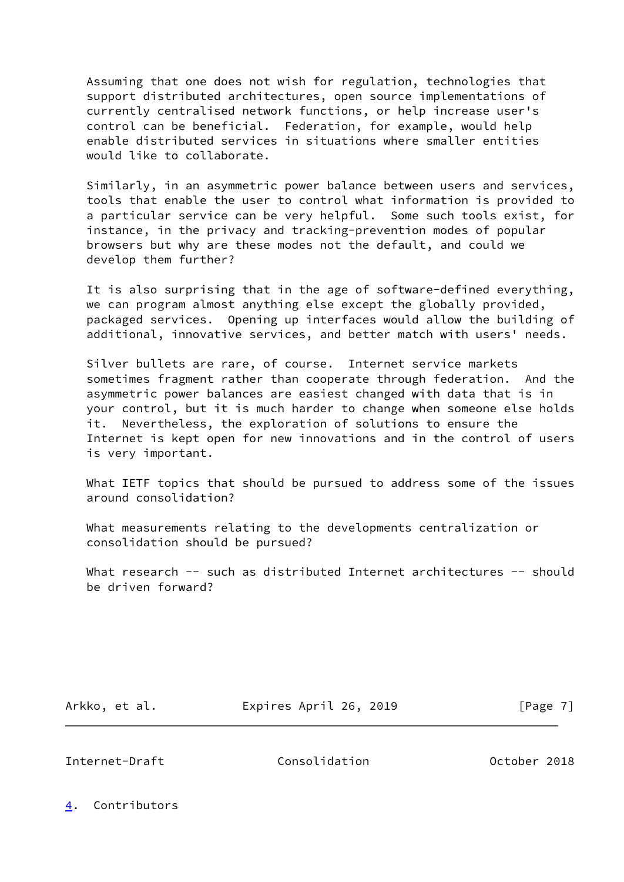Assuming that one does not wish for regulation, technologies that support distributed architectures, open source implementations of currently centralised network functions, or help increase user's control can be beneficial. Federation, for example, would help enable distributed services in situations where smaller entities would like to collaborate.

Similarly, in an asymmetric power balance between users and services, tools that enable the user to control what information is provided to a particular service can be very helpful. Some such tools exist, for instance, in the privacy and tracking-prevention modes of popular browsers but why are these modes not the default, and could we develop them further?

It is also surprising that in the age of software-defined everything, we can program almost anything else except the globally provided, packaged services. Opening up interfaces would allow the building of additional, innovative services, and better match with users' needs.

Silver bullets are rare, of course. Internet service markets sometimes fragment rather than cooperate through federation. And the asymmetric power balances are easiest changed with data that is in your control, but it is much harder to change when someone else holds it. Nevertheless, the exploration of solutions to ensure the Internet is kept open for new innovations and in the control of users is very important.

What IETF topics that should be pursued to address some of the issues around consolidation?

What measurements relating to the developments centralization or consolidation should be pursued?

What research -- such as distributed Internet architectures -- should be driven forward?

## 4. Contributors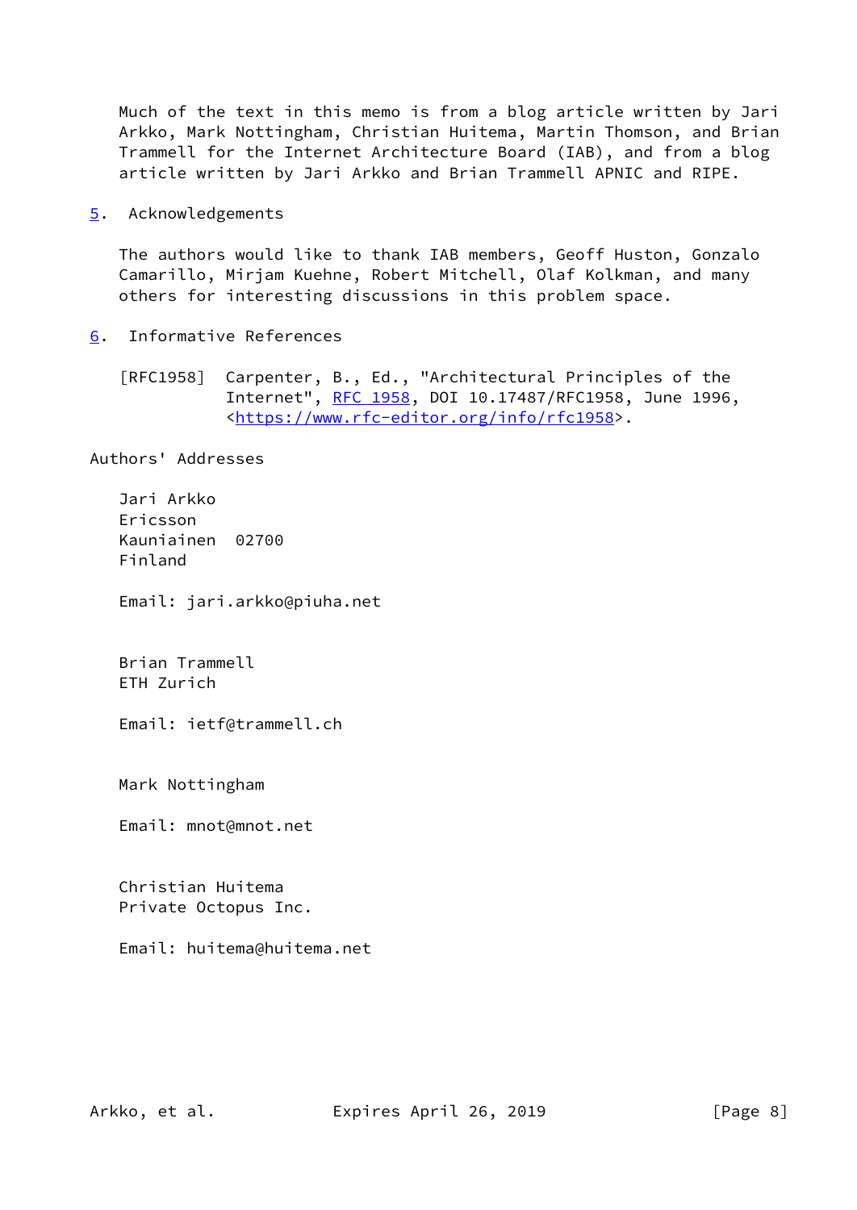Much of the text in this memo is from a blog article written by Jari Arkko, Mark Nottingham, Christian Huitema, Martin Thomson, and Brian Trammell for the Internet Architecture Board (IAB), and from a blog article written by Jari Arkko and Brian Trammell APNIC and RIPE.

## 5. Acknowledgements

The authors would like to thank IAB members, Geoff Huston, Gonzalo Camarillo, Mirjam Kuehne, Robert Mitchell, Olaf Kolkman, and many others for interesting discussions in this problem space.

## 6. Informative References

[RFC1958] Carpenter, B., Ed., "Architectural Principles of the Internet", RFC 1958, DOI 10.17487/RFC1958, June 1996, <https://www.rfc-editor.org/info/rfc1958>.

## Authors' Addresses

Jari Arkko
Ericsson
Kauniainen 02700
Finland

Email: jari.arkko@piuha.net

Brian Trammell
ETH Zurich

Email: ietf@trammell.ch

Mark Nottingham

Email: mnot@mnot.net

Christian Huitema
Private Octopus Inc.

Email: huitema@huitema.net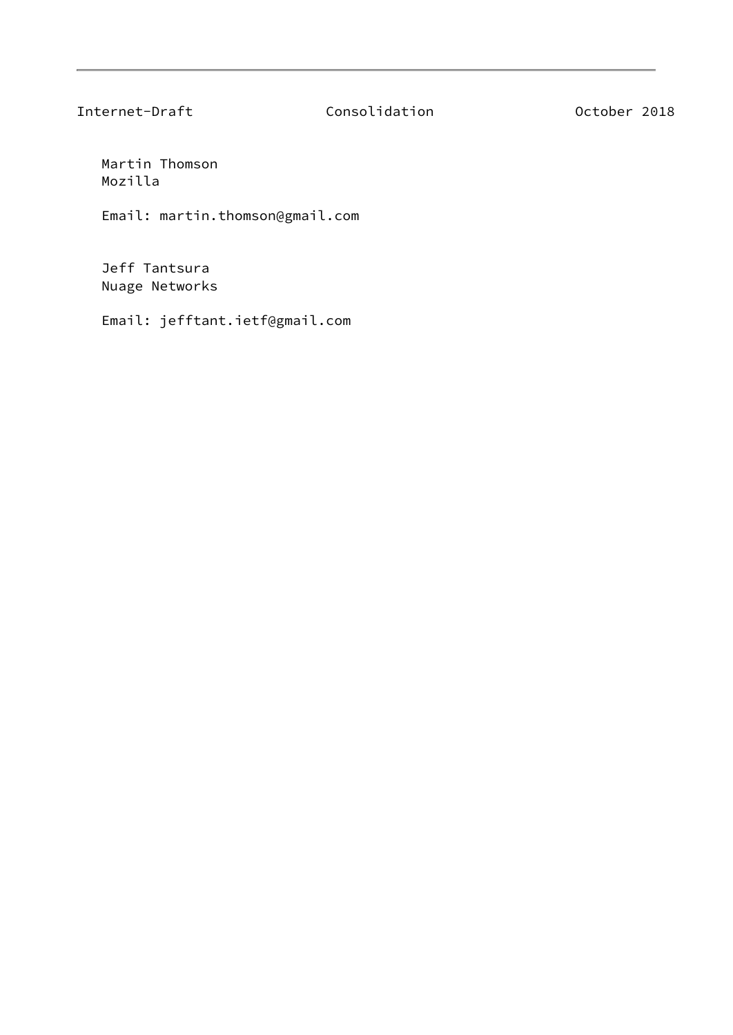Martin Thomson
Mozilla

Email: martin.thomson@gmail.com

Jeff Tantsura
Nuage Networks

Email: jefftant.ietf@gmail.com